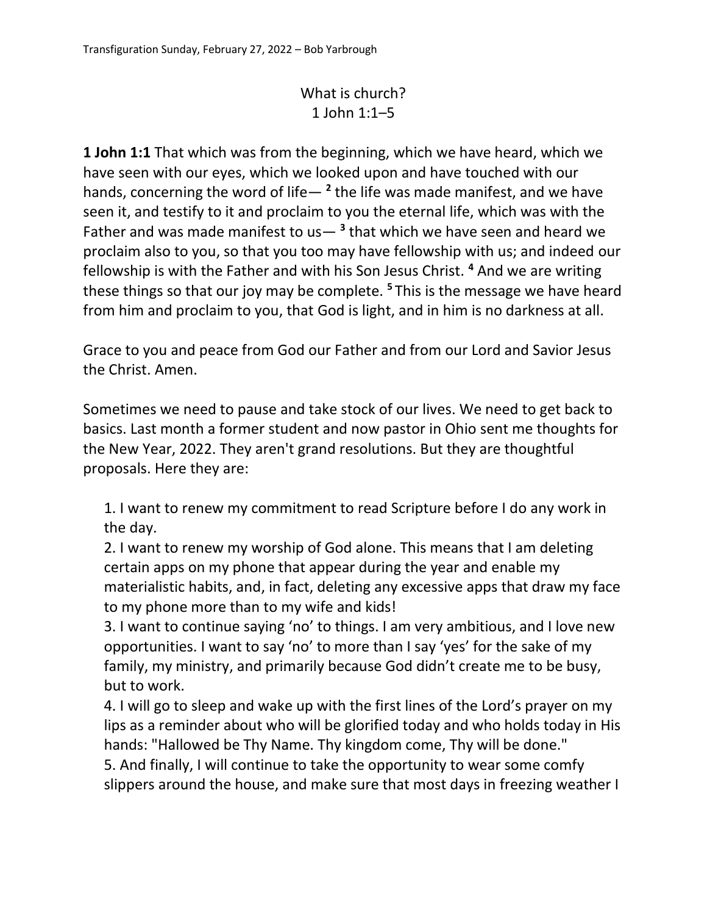Transfiguration Sunday, February 27, 2022 – Bob Yarbrough

# What is church?
## 1 John 1:1–5

**1 John 1:1** That which was from the beginning, which we have heard, which we have seen with our eyes, which we looked upon and have touched with our hands, concerning the word of life— [2] the life was made manifest, and we have seen it, and testify to it and proclaim to you the eternal life, which was with the Father and was made manifest to us— [3] that which we have seen and heard we proclaim also to you, so that you too may have fellowship with us; and indeed our fellowship is with the Father and with his Son Jesus Christ. [4] And we are writing these things so that our joy may be complete. [5] This is the message we have heard from him and proclaim to you, that God is light, and in him is no darkness at all.

Grace to you and peace from God our Father and from our Lord and Savior Jesus the Christ. Amen.

Sometimes we need to pause and take stock of our lives. We need to get back to basics. Last month a former student and now pastor in Ohio sent me thoughts for the New Year, 2022. They aren't grand resolutions. But they are thoughtful proposals. Here they are:

1. I want to renew my commitment to read Scripture before I do any work in the day.
2. I want to renew my worship of God alone. This means that I am deleting certain apps on my phone that appear during the year and enable my materialistic habits, and, in fact, deleting any excessive apps that draw my face to my phone more than to my wife and kids!
3. I want to continue saying 'no' to things. I am very ambitious, and I love new opportunities. I want to say 'no' to more than I say 'yes' for the sake of my family, my ministry, and primarily because God didn't create me to be busy, but to work.
4. I will go to sleep and wake up with the first lines of the Lord's prayer on my lips as a reminder about who will be glorified today and who holds today in His hands: "Hallowed be Thy Name. Thy kingdom come, Thy will be done."
5. And finally, I will continue to take the opportunity to wear some comfy slippers around the house, and make sure that most days in freezing weather I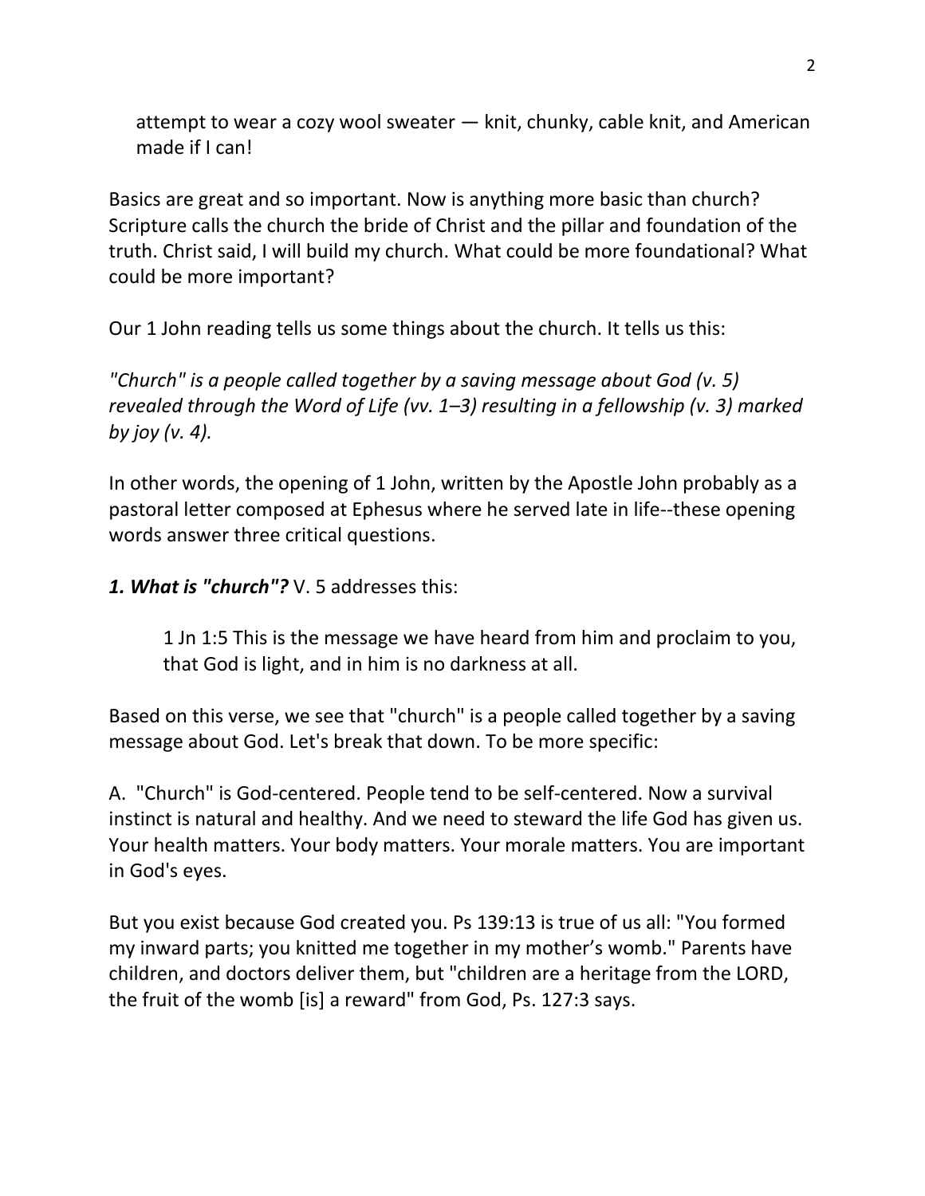attempt to wear a cozy wool sweater — knit, chunky, cable knit, and American made if I can!

Basics are great and so important. Now is anything more basic than church? Scripture calls the church the bride of Christ and the pillar and foundation of the truth. Christ said, I will build my church. What could be more foundational? What could be more important?

Our 1 John reading tells us some things about the church. It tells us this:

*"Church" is a people called together by a saving message about God (v. 5) revealed through the Word of Life (vv. 1–3) resulting in a fellowship (v. 3) marked by joy (v. 4).*

In other words, the opening of 1 John, written by the Apostle John probably as a pastoral letter composed at Ephesus where he served late in life--these opening words answer three critical questions.

***1. What is "church"?*** V. 5 addresses this:

> 1 Jn 1:5 This is the message we have heard from him and proclaim to you, that God is light, and in him is no darkness at all.

Based on this verse, we see that "church" is a people called together by a saving message about God. Let's break that down. To be more specific:

A. "Church" is God-centered. People tend to be self-centered. Now a survival instinct is natural and healthy. And we need to steward the life God has given us. Your health matters. Your body matters. Your morale matters. You are important in God's eyes.

But you exist because God created you. Ps 139:13 is true of us all: "You formed my inward parts; you knitted me together in my mother's womb." Parents have children, and doctors deliver them, but "children are a heritage from the LORD, the fruit of the womb [is] a reward" from God, Ps. 127:3 says.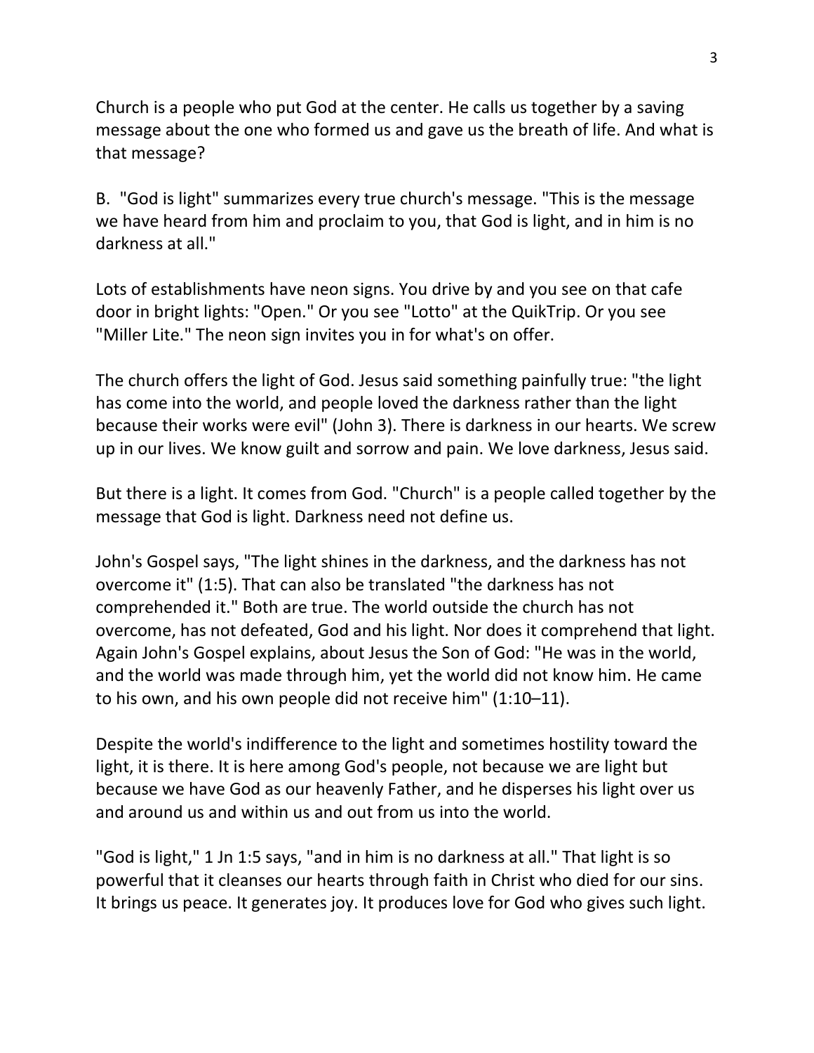Church is a people who put God at the center. He calls us together by a saving message about the one who formed us and gave us the breath of life. And what is that message?

B. "God is light" summarizes every true church's message. "This is the message we have heard from him and proclaim to you, that God is light, and in him is no darkness at all."

Lots of establishments have neon signs. You drive by and you see on that cafe door in bright lights: "Open." Or you see "Lotto" at the QuikTrip. Or you see "Miller Lite." The neon sign invites you in for what's on offer.

The church offers the light of God. Jesus said something painfully true: "the light has come into the world, and people loved the darkness rather than the light because their works were evil" (John 3). There is darkness in our hearts. We screw up in our lives. We know guilt and sorrow and pain. We love darkness, Jesus said.

But there is a light. It comes from God. "Church" is a people called together by the message that God is light. Darkness need not define us.

John's Gospel says, "The light shines in the darkness, and the darkness has not overcome it" (1:5). That can also be translated "the darkness has not comprehended it." Both are true. The world outside the church has not overcome, has not defeated, God and his light. Nor does it comprehend that light. Again John's Gospel explains, about Jesus the Son of God: "He was in the world, and the world was made through him, yet the world did not know him. He came to his own, and his own people did not receive him" (1:10–11).

Despite the world's indifference to the light and sometimes hostility toward the light, it is there. It is here among God's people, not because we are light but because we have God as our heavenly Father, and he disperses his light over us and around us and within us and out from us into the world.

"God is light," 1 Jn 1:5 says, "and in him is no darkness at all." That light is so powerful that it cleanses our hearts through faith in Christ who died for our sins. It brings us peace. It generates joy. It produces love for God who gives such light.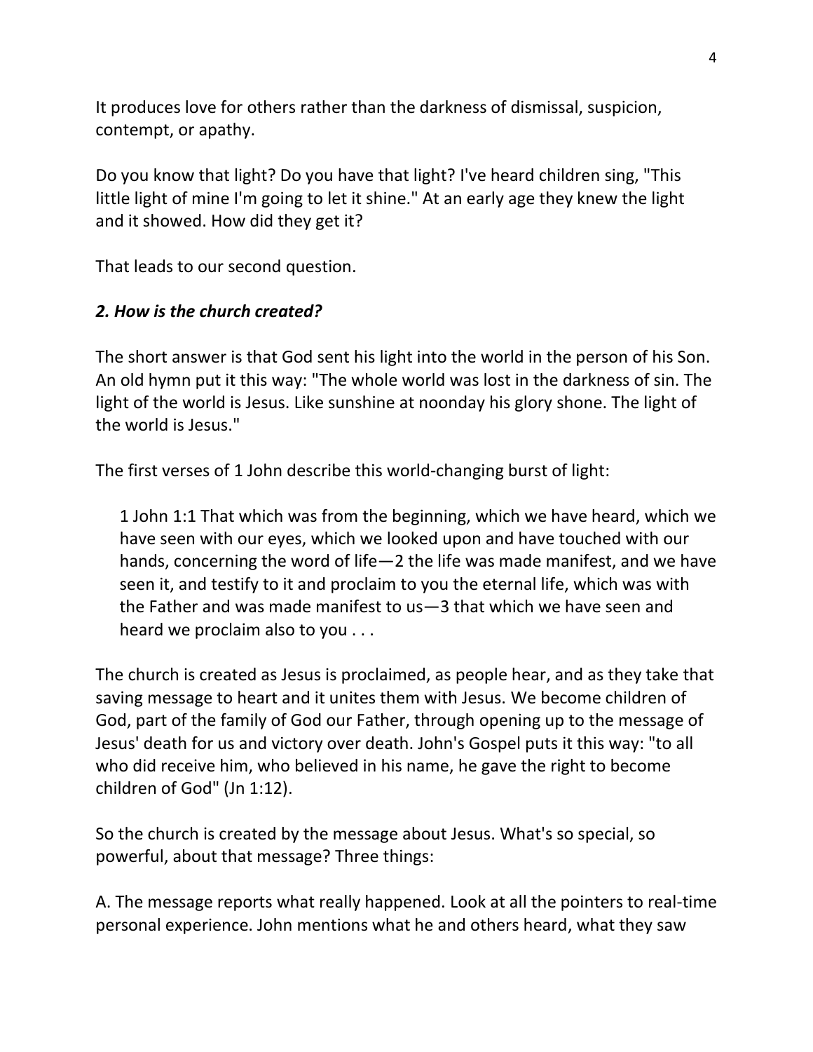It produces love for others rather than the darkness of dismissal, suspicion, contempt, or apathy.

Do you know that light? Do you have that light? I've heard children sing, "This little light of mine I'm going to let it shine." At an early age they knew the light and it showed. How did they get it?

That leads to our second question.

### *2. How is the church created?*

The short answer is that God sent his light into the world in the person of his Son. An old hymn put it this way: "The whole world was lost in the darkness of sin. The light of the world is Jesus. Like sunshine at noonday his glory shone. The light of the world is Jesus."

The first verses of 1 John describe this world-changing burst of light:

> 1 John 1:1 That which was from the beginning, which we have heard, which we have seen with our eyes, which we looked upon and have touched with our hands, concerning the word of life—2 the life was made manifest, and we have seen it, and testify to it and proclaim to you the eternal life, which was with the Father and was made manifest to us—3 that which we have seen and heard we proclaim also to you . . .

The church is created as Jesus is proclaimed, as people hear, and as they take that saving message to heart and it unites them with Jesus. We become children of God, part of the family of God our Father, through opening up to the message of Jesus' death for us and victory over death. John's Gospel puts it this way: "to all who did receive him, who believed in his name, he gave the right to become children of God" (Jn 1:12).

So the church is created by the message about Jesus. What's so special, so powerful, about that message? Three things:

A. The message reports what really happened. Look at all the pointers to real-time personal experience. John mentions what he and others heard, what they saw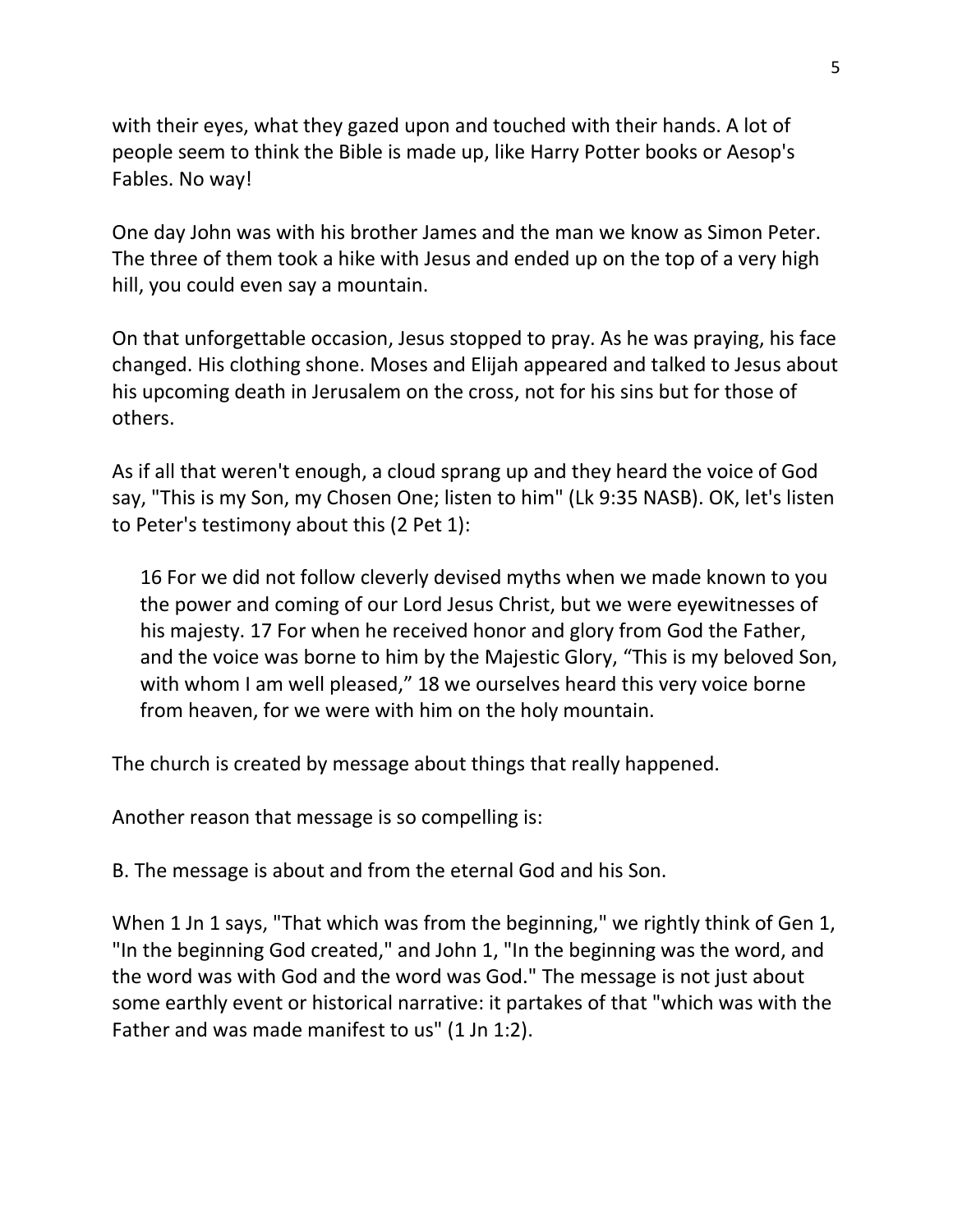with their eyes, what they gazed upon and touched with their hands. A lot of people seem to think the Bible is made up, like Harry Potter books or Aesop's Fables. No way!

One day John was with his brother James and the man we know as Simon Peter. The three of them took a hike with Jesus and ended up on the top of a very high hill, you could even say a mountain.

On that unforgettable occasion, Jesus stopped to pray. As he was praying, his face changed. His clothing shone. Moses and Elijah appeared and talked to Jesus about his upcoming death in Jerusalem on the cross, not for his sins but for those of others.

As if all that weren't enough, a cloud sprang up and they heard the voice of God say, "This is my Son, my Chosen One; listen to him" (Lk 9:35 NASB). OK, let's listen to Peter's testimony about this (2 Pet 1):

> 16 For we did not follow cleverly devised myths when we made known to you the power and coming of our Lord Jesus Christ, but we were eyewitnesses of his majesty. 17 For when he received honor and glory from God the Father, and the voice was borne to him by the Majestic Glory, “This is my beloved Son, with whom I am well pleased,” 18 we ourselves heard this very voice borne from heaven, for we were with him on the holy mountain.

The church is created by message about things that really happened.

Another reason that message is so compelling is:

B. The message is about and from the eternal God and his Son.

When 1 Jn 1 says, "That which was from the beginning," we rightly think of Gen 1, "In the beginning God created," and John 1, "In the beginning was the word, and the word was with God and the word was God." The message is not just about some earthly event or historical narrative: it partakes of that "which was with the Father and was made manifest to us" (1 Jn 1:2).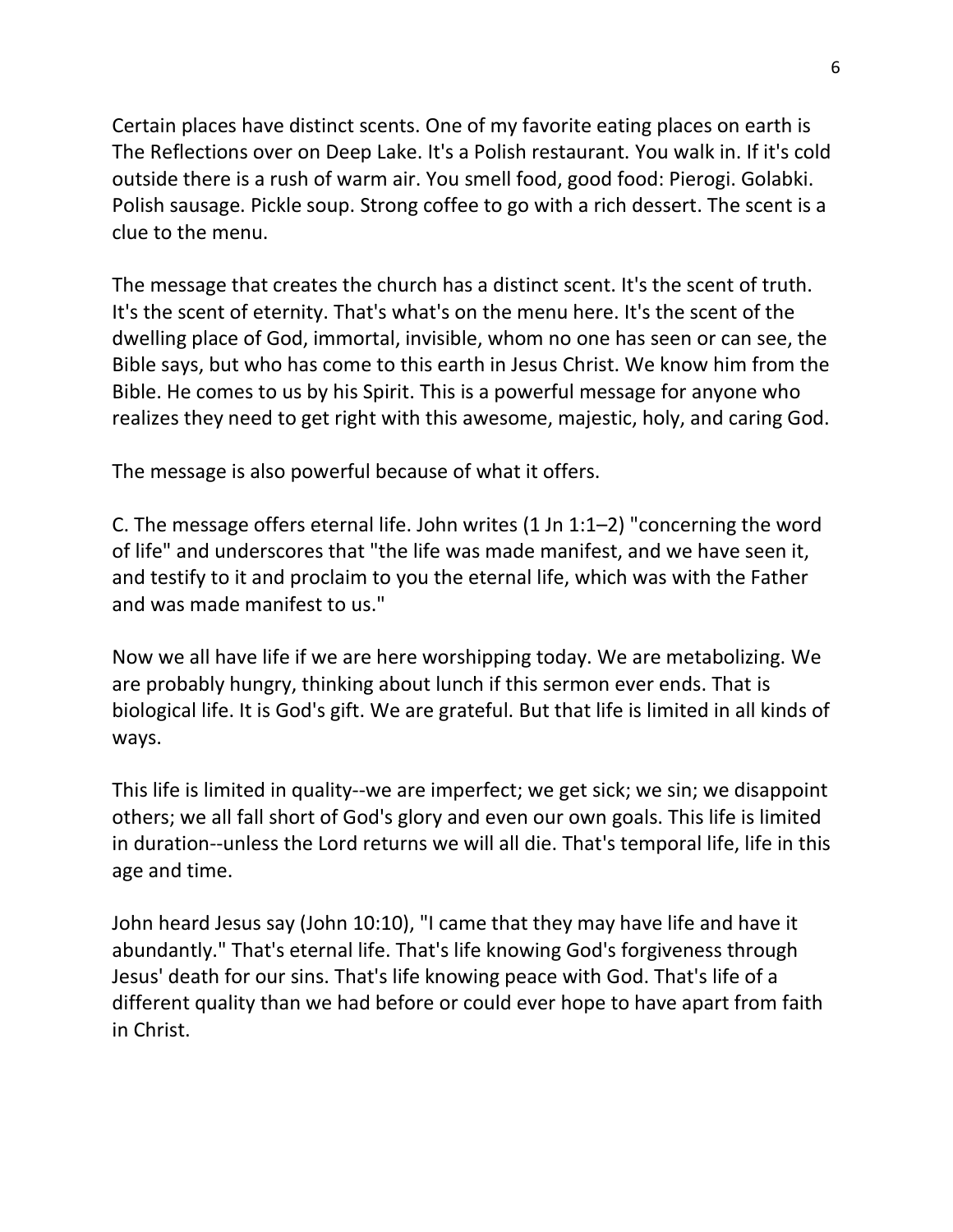Certain places have distinct scents. One of my favorite eating places on earth is The Reflections over on Deep Lake. It's a Polish restaurant. You walk in. If it's cold outside there is a rush of warm air. You smell food, good food: Pierogi. Golabki. Polish sausage. Pickle soup. Strong coffee to go with a rich dessert. The scent is a clue to the menu.

The message that creates the church has a distinct scent. It's the scent of truth. It's the scent of eternity. That's what's on the menu here. It's the scent of the dwelling place of God, immortal, invisible, whom no one has seen or can see, the Bible says, but who has come to this earth in Jesus Christ. We know him from the Bible. He comes to us by his Spirit. This is a powerful message for anyone who realizes they need to get right with this awesome, majestic, holy, and caring God.

The message is also powerful because of what it offers.

C. The message offers eternal life. John writes (1 Jn 1:1–2) "concerning the word of life" and underscores that "the life was made manifest, and we have seen it, and testify to it and proclaim to you the eternal life, which was with the Father and was made manifest to us."

Now we all have life if we are here worshipping today. We are metabolizing. We are probably hungry, thinking about lunch if this sermon ever ends. That is biological life. It is God's gift. We are grateful. But that life is limited in all kinds of ways.

This life is limited in quality--we are imperfect; we get sick; we sin; we disappoint others; we all fall short of God's glory and even our own goals. This life is limited in duration--unless the Lord returns we will all die. That's temporal life, life in this age and time.

John heard Jesus say (John 10:10), "I came that they may have life and have it abundantly." That's eternal life. That's life knowing God's forgiveness through Jesus' death for our sins. That's life knowing peace with God. That's life of a different quality than we had before or could ever hope to have apart from faith in Christ.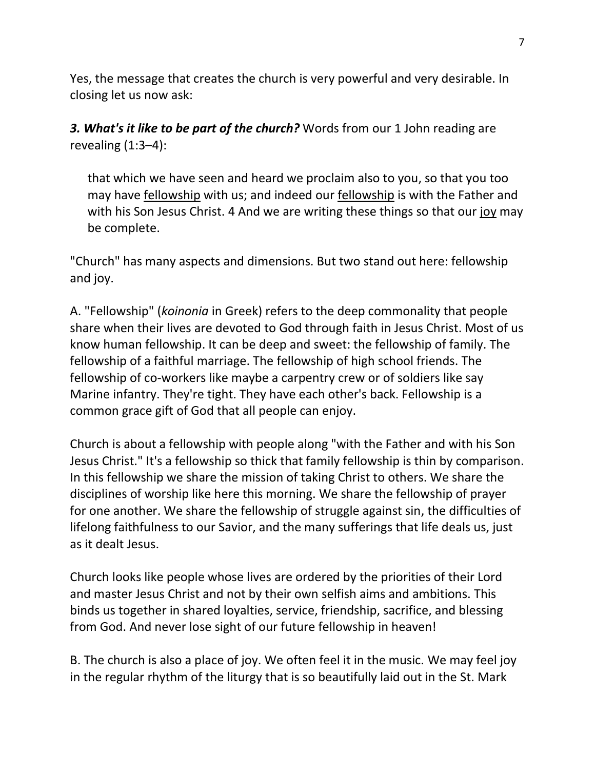Yes, the message that creates the church is very powerful and very desirable. In closing let us now ask:

***3. What's it like to be part of the church?*** Words from our 1 John reading are revealing (1:3–4):

> that which we have seen and heard we proclaim also to you, so that you too may have <u>fellowship</u> with us; and indeed our <u>fellowship</u> is with the Father and with his Son Jesus Christ. 4 And we are writing these things so that our <u>joy</u> may be complete.

"Church" has many aspects and dimensions. But two stand out here: fellowship and joy.

A. "Fellowship" (*koinonia* in Greek) refers to the deep commonality that people share when their lives are devoted to God through faith in Jesus Christ. Most of us know human fellowship. It can be deep and sweet: the fellowship of family. The fellowship of a faithful marriage. The fellowship of high school friends. The fellowship of co-workers like maybe a carpentry crew or of soldiers like say Marine infantry. They're tight. They have each other's back. Fellowship is a common grace gift of God that all people can enjoy.

Church is about a fellowship with people along "with the Father and with his Son Jesus Christ." It's a fellowship so thick that family fellowship is thin by comparison. In this fellowship we share the mission of taking Christ to others. We share the disciplines of worship like here this morning. We share the fellowship of prayer for one another. We share the fellowship of struggle against sin, the difficulties of lifelong faithfulness to our Savior, and the many sufferings that life deals us, just as it dealt Jesus.

Church looks like people whose lives are ordered by the priorities of their Lord and master Jesus Christ and not by their own selfish aims and ambitions. This binds us together in shared loyalties, service, friendship, sacrifice, and blessing from God. And never lose sight of our future fellowship in heaven!

B. The church is also a place of joy. We often feel it in the music. We may feel joy in the regular rhythm of the liturgy that is so beautifully laid out in the St. Mark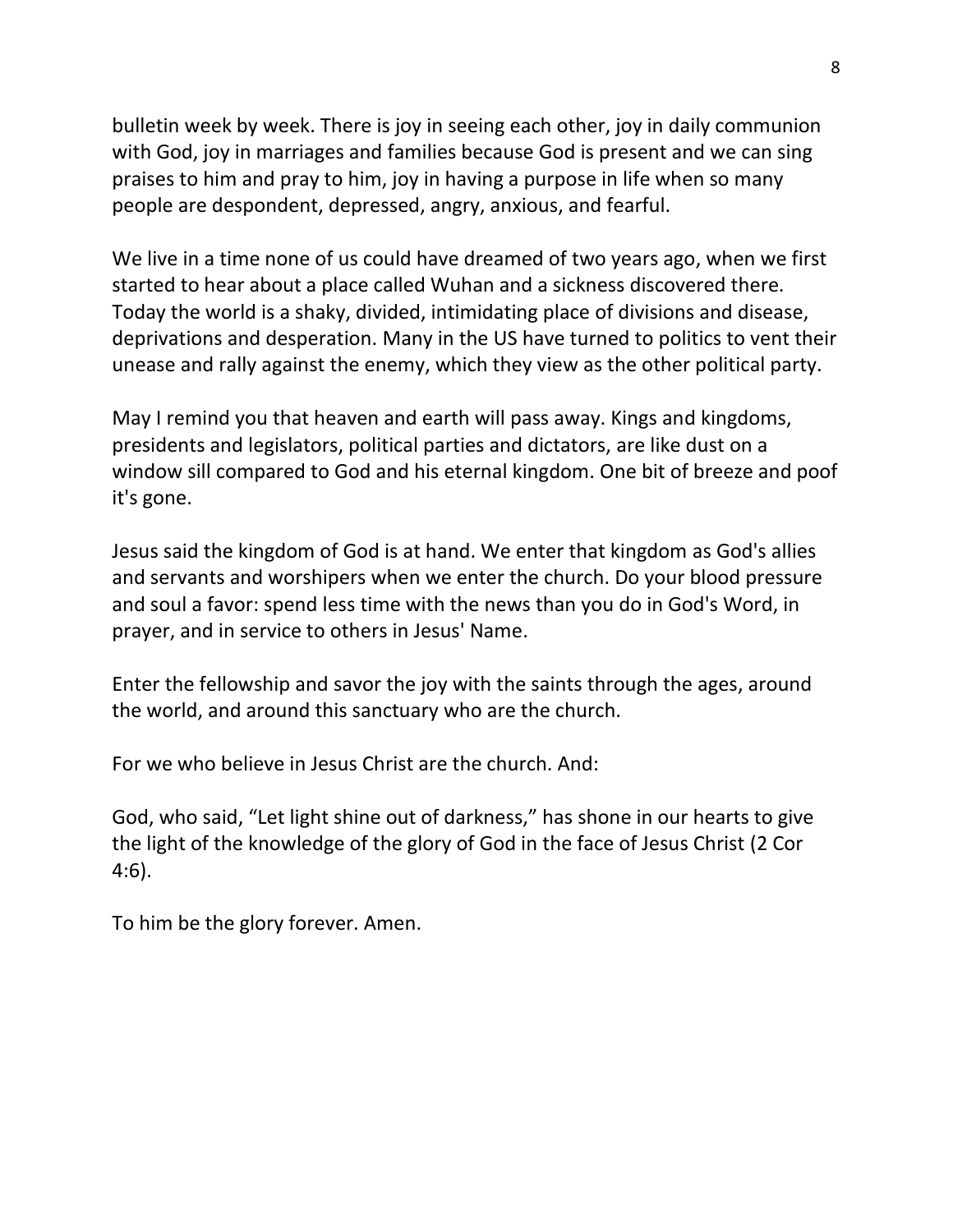bulletin week by week. There is joy in seeing each other, joy in daily communion with God, joy in marriages and families because God is present and we can sing praises to him and pray to him, joy in having a purpose in life when so many people are despondent, depressed, angry, anxious, and fearful.

We live in a time none of us could have dreamed of two years ago, when we first started to hear about a place called Wuhan and a sickness discovered there. Today the world is a shaky, divided, intimidating place of divisions and disease, deprivations and desperation. Many in the US have turned to politics to vent their unease and rally against the enemy, which they view as the other political party.

May I remind you that heaven and earth will pass away. Kings and kingdoms, presidents and legislators, political parties and dictators, are like dust on a window sill compared to God and his eternal kingdom. One bit of breeze and poof it's gone.

Jesus said the kingdom of God is at hand. We enter that kingdom as God's allies and servants and worshipers when we enter the church. Do your blood pressure and soul a favor: spend less time with the news than you do in God's Word, in prayer, and in service to others in Jesus' Name.

Enter the fellowship and savor the joy with the saints through the ages, around the world, and around this sanctuary who are the church.

For we who believe in Jesus Christ are the church. And:

God, who said, "Let light shine out of darkness," has shone in our hearts to give the light of the knowledge of the glory of God in the face of Jesus Christ (2 Cor 4:6).

To him be the glory forever. Amen.